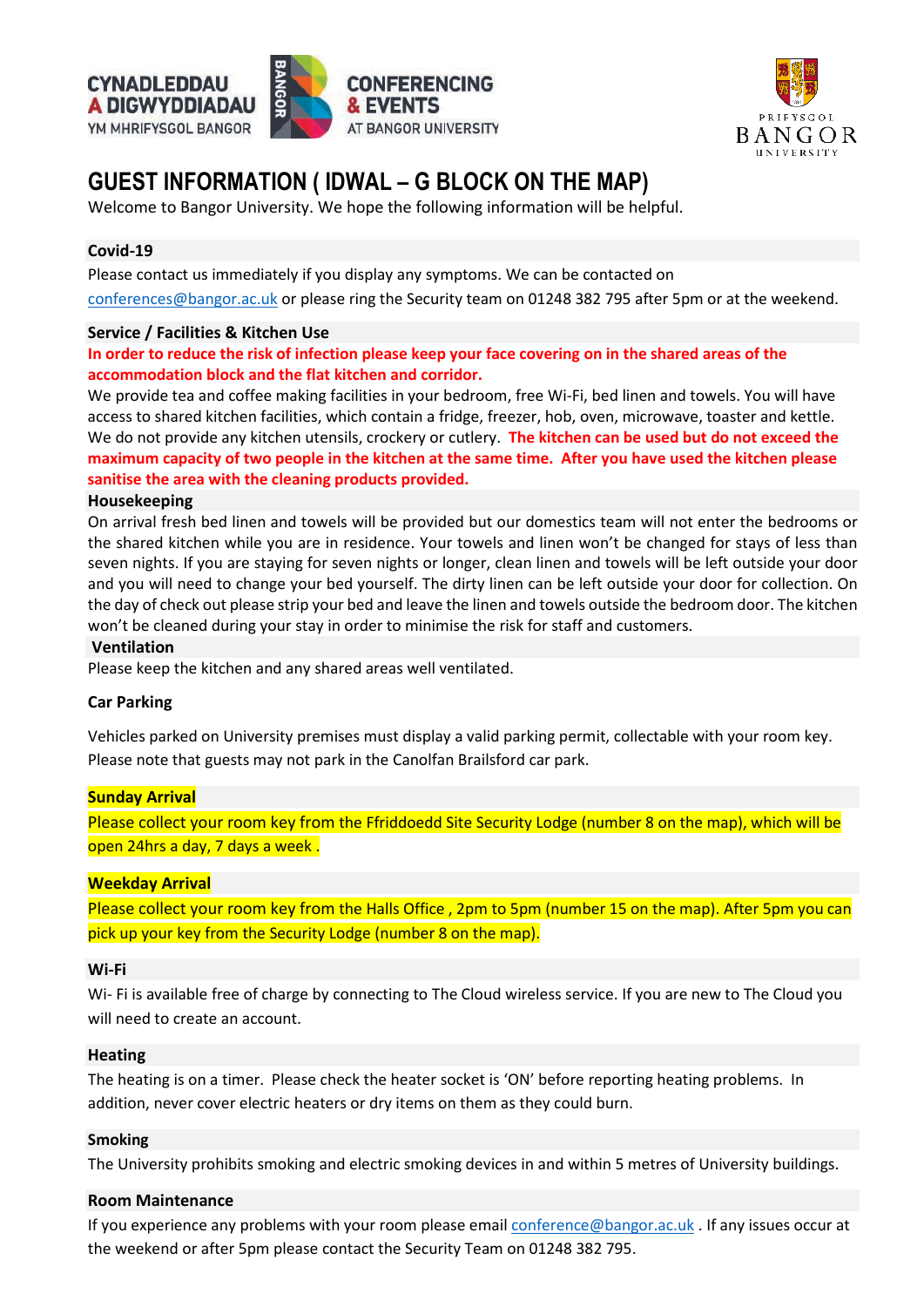CYNADLEDDAU A DIGWYDDIADAU YM MHRIFYSGOL BANGOR

CONFERENCING & EVENTS AT BANGOR UNIVERSITY

PRIFYSGOL BANGOR UNIVERSITY

# GUEST INFORMATION ( IDWAL – G BLOCK ON THE MAP)

Welcome to Bangor University. We hope the following information will be helpful.

### Covid-19

Please contact us immediately if you display any symptoms. We can be contacted on conferences@bangor.ac.uk or please ring the Security team on 01248 382 795 after 5pm or at the weekend.

### Service / Facilities & Kitchen Use

**In order to reduce the risk of infection please keep your face covering on in the shared areas of the accommodation block and the flat kitchen and corridor.**

We provide tea and coffee making facilities in your bedroom, free Wi-Fi, bed linen and towels. You will have access to shared kitchen facilities, which contain a fridge, freezer, hob, oven, microwave, toaster and kettle. We do not provide any kitchen utensils, crockery or cutlery. **The kitchen can be used but do not exceed the maximum capacity of two people in the kitchen at the same time. After you have used the kitchen please sanitise the area with the cleaning products provided.**

### Housekeeping

On arrival fresh bed linen and towels will be provided but our domestics team will not enter the bedrooms or the shared kitchen while you are in residence. Your towels and linen won't be changed for stays of less than seven nights. If you are staying for seven nights or longer, clean linen and towels will be left outside your door and you will need to change your bed yourself. The dirty linen can be left outside your door for collection. On the day of check out please strip your bed and leave the linen and towels outside the bedroom door. The kitchen won't be cleaned during your stay in order to minimise the risk for staff and customers.

### Ventilation

Please keep the kitchen and any shared areas well ventilated.

### Car Parking

Vehicles parked on University premises must display a valid parking permit, collectable with your room key. Please note that guests may not park in the Canolfan Brailsford car park.

### Sunday Arrival

Please collect your room key from the Ffriddoedd Site Security Lodge (number 8 on the map), which will be open 24hrs a day, 7 days a week .

### Weekday Arrival

Please collect your room key from the Halls Office , 2pm to 5pm (number 15 on the map). After 5pm you can pick up your key from the Security Lodge (number 8 on the map).

### Wi-Fi

Wi- Fi is available free of charge by connecting to The Cloud wireless service. If you are new to The Cloud you will need to create an account.

### Heating

The heating is on a timer. Please check the heater socket is 'ON' before reporting heating problems. In addition, never cover electric heaters or dry items on them as they could burn.

### Smoking

The University prohibits smoking and electric smoking devices in and within 5 metres of University buildings.

### Room Maintenance

If you experience any problems with your room please email conference@bangor.ac.uk . If any issues occur at the weekend or after 5pm please contact the Security Team on 01248 382 795.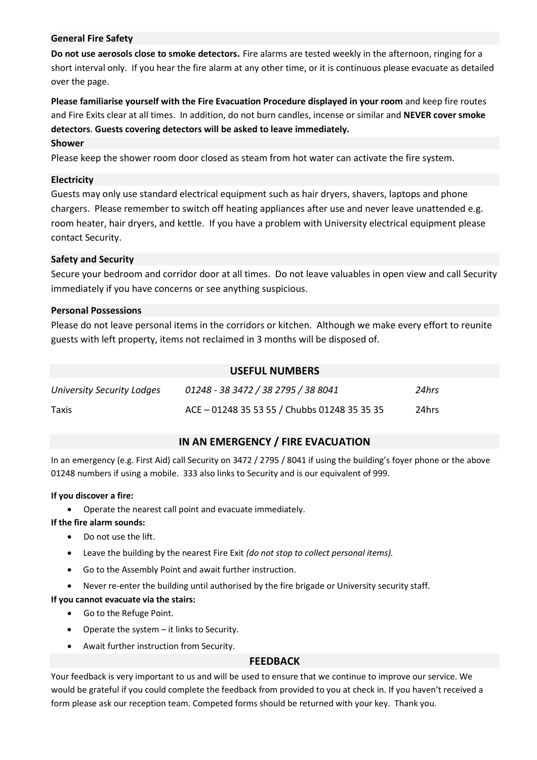### General Fire Safety

**Do not use aerosols close to smoke detectors.** Fire alarms are tested weekly in the afternoon, ringing for a short interval only. If you hear the fire alarm at any other time, or it is continuous please evacuate as detailed over the page.

**Please familiarise yourself with the Fire Evacuation Procedure displayed in your room** and keep fire routes and Fire Exits clear at all times. In addition, do not burn candles, incense or similar and **NEVER cover smoke detectors**. **Guests covering detectors will be asked to leave immediately.**

### Shower

Please keep the shower room door closed as steam from hot water can activate the fire system.

### Electricity

Guests may only use standard electrical equipment such as hair dryers, shavers, laptops and phone chargers. Please remember to switch off heating appliances after use and never leave unattended e.g. room heater, hair dryers, and kettle. If you have a problem with University electrical equipment please contact Security.

### Safety and Security

Secure your bedroom and corridor door at all times. Do not leave valuables in open view and call Security immediately if you have concerns or see anything suspicious.

### Personal Possessions

Please do not leave personal items in the corridors or kitchen. Although we make every effort to reunite guests with left property, items not reclaimed in 3 months will be disposed of.

## USEFUL NUMBERS

| | | |
|---|---|---|
| *University Security Lodges* | *01248 - 38 3472 / 38 2795 / 38 8041* | *24hrs* |
| Taxis | ACE – 01248 35 53 55 / Chubbs 01248 35 35 35 | 24hrs |

## IN AN EMERGENCY / FIRE EVACUATION

In an emergency (e.g. First Aid) call Security on 3472 / 2795 / 8041 if using the building's foyer phone or the above 01248 numbers if using a mobile. 333 also links to Security and is our equivalent of 999.

**If you discover a fire:**

- Operate the nearest call point and evacuate immediately.

**If the fire alarm sounds:**

- Do not use the lift.
- Leave the building by the nearest Fire Exit *(do not stop to collect personal items).*
- Go to the Assembly Point and await further instruction.
- Never re-enter the building until authorised by the fire brigade or University security staff.

**If you cannot evacuate via the stairs:**

- Go to the Refuge Point.
- Operate the system – it links to Security.
- Await further instruction from Security.

## FEEDBACK

Your feedback is very important to us and will be used to ensure that we continue to improve our service. We would be grateful if you could complete the feedback from provided to you at check in. If you haven't received a form please ask our reception team. Competed forms should be returned with your key. Thank you.